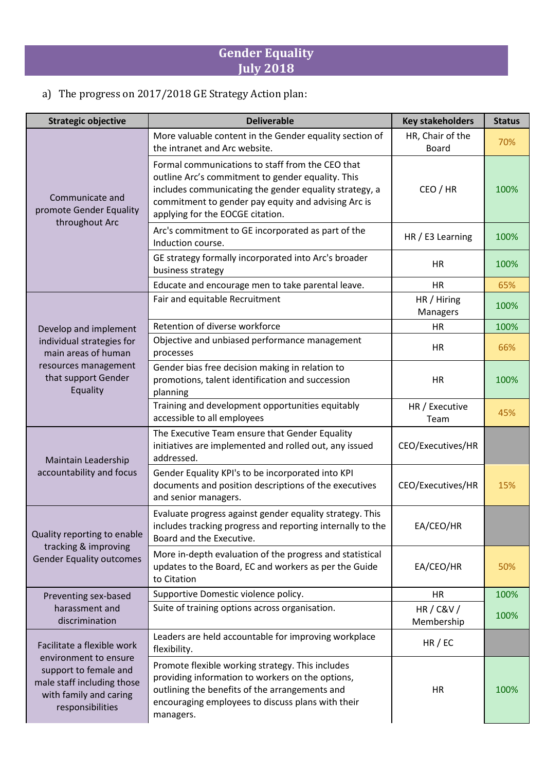# Gender Equality
# July 2018

a) The progress on 2017/2018 GE Strategy Action plan:

| Strategic objective | Deliverable | Key stakeholders | Status |
|---|---|---|---|
| Communicate and promote Gender Equality throughout Arc | More valuable content in the Gender equality section of the intranet and Arc website. | HR, Chair of the Board | 70% |
| | Formal communications to staff from the CEO that outline Arc's commitment to gender equality. This includes communicating the gender equality strategy, a commitment to gender pay equity and advising Arc is applying for the EOCGE citation. | CEO / HR | 100% |
| | Arc's commitment to GE incorporated as part of the Induction course. | HR / E3 Learning | 100% |
| | GE strategy formally incorporated into Arc's broader business strategy | HR | 100% |
| | Educate and encourage men to take parental leave. | HR | 65% |
| Develop and implement individual strategies for main areas of human resources management that support Gender Equality | Fair and equitable Recruitment | HR / Hiring Managers | 100% |
| | Retention of diverse workforce | HR | 100% |
| | Objective and unbiased performance management processes | HR | 66% |
| | Gender bias free decision making in relation to promotions, talent identification and succession planning | HR | 100% |
| | Training and development opportunities equitably accessible to all employees | HR / Executive Team | 45% |
| Maintain Leadership accountability and focus | The Executive Team ensure that Gender Equality initiatives are implemented and rolled out, any issued addressed. | CEO/Executives/HR | |
| | Gender Equality KPI's to be incorporated into KPI documents and position descriptions of the executives and senior managers. | CEO/Executives/HR | 15% |
| Quality reporting to enable tracking & improving Gender Equality outcomes | Evaluate progress against gender equality strategy. This includes tracking progress and reporting internally to the Board and the Executive. | EA/CEO/HR | |
| | More in-depth evaluation of the progress and statistical updates to the Board, EC and workers as per the Guide to Citation | EA/CEO/HR | 50% |
| Preventing sex-based harassment and discrimination | Supportive Domestic violence policy. | HR | 100% |
| | Suite of training options across organisation. | HR / C&V / Membership | 100% |
| Facilitate a flexible work environment to ensure support to female and male staff including those with family and caring responsibilities | Leaders are held accountable for improving workplace flexibility. | HR / EC | |
| | Promote flexible working strategy. This includes providing information to workers on the options, outlining the benefits of the arrangements and encouraging employees to discuss plans with their managers. | HR | 100% |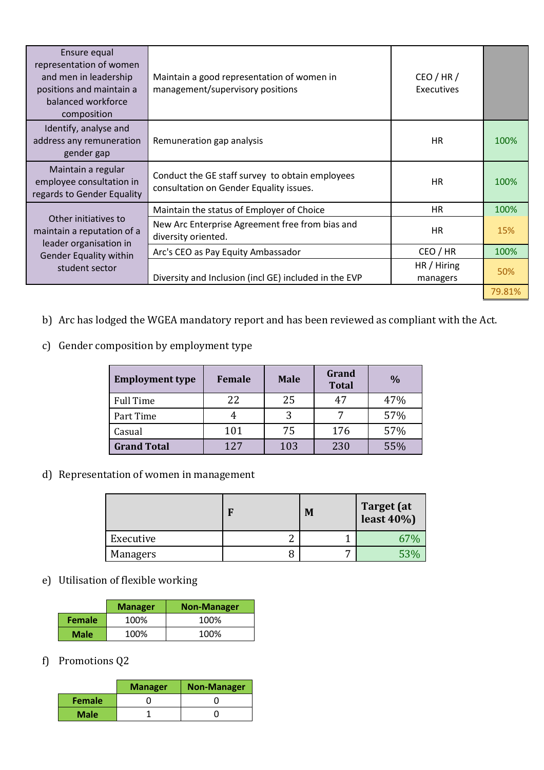| | | | |
|---|---|---|---|
| Ensure equal representation of women and men in leadership positions and maintain a balanced workforce composition | Maintain a good representation of women in management/supervisory positions | CEO / HR / Executives | |
| Identify, analyse and address any remuneration gender gap | Remuneration gap analysis | HR | 100% |
| Maintain a regular employee consultation in regards to Gender Equality | Conduct the GE staff survey to obtain employees consultation on Gender Equality issues. | HR | 100% |
| Other initiatives to maintain a reputation of a leader organisation in Gender Equality within student sector | Maintain the status of Employer of Choice | HR | 100% |
| | New Arc Enterprise Agreement free from bias and diversity oriented. | HR | 15% |
| | Arc's CEO as Pay Equity Ambassador | CEO / HR | 100% |
| | Diversity and Inclusion (incl GE) included in the EVP | HR / Hiring managers | 50% |
| | | | 79.81% |

b) Arc has lodged the WGEA mandatory report and has been reviewed as compliant with the Act.

c) Gender composition by employment type

| Employment type | Female | Male | Grand Total | % |
|---|---|---|---|---|
| Full Time | 22 | 25 | 47 | 47% |
| Part Time | 4 | 3 | 7 | 57% |
| Casual | 101 | 75 | 176 | 57% |
| **Grand Total** | 127 | 103 | 230 | 55% |

d) Representation of women in management

| | F | M | Target (at least 40%) |
|---|---|---|---|
| Executive | 2 | 1 | 67% |
| Managers | 8 | 7 | 53% |

e) Utilisation of flexible working

| | Manager | Non-Manager |
|---|---|---|
| **Female** | 100% | 100% |
| **Male** | 100% | 100% |

f) Promotions Q2

| | Manager | Non-Manager |
|---|---|---|
| **Female** | 0 | 0 |
| **Male** | 1 | 0 |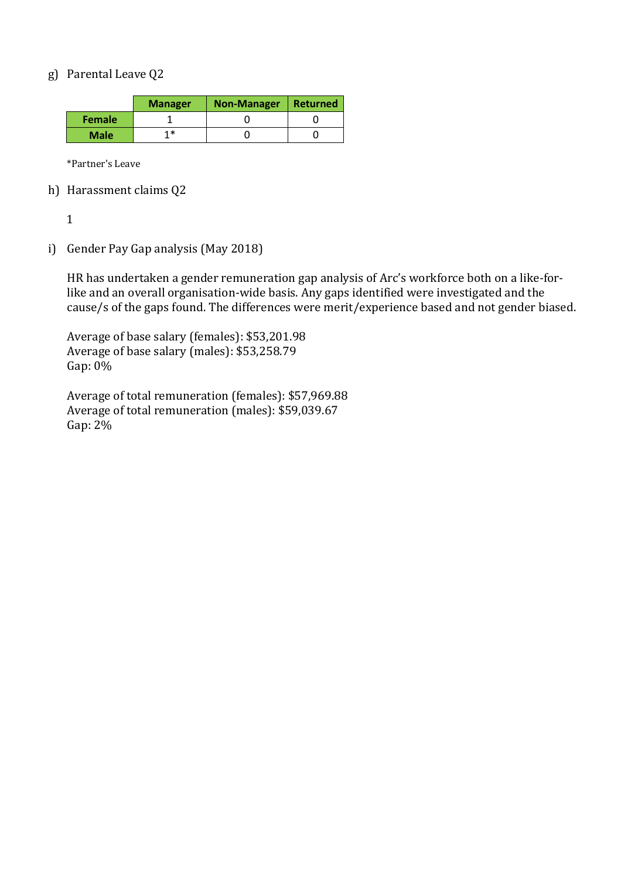g) Parental Leave Q2

| | Manager | Non-Manager | Returned |
|---|---|---|---|
| **Female** | 1 | 0 | 0 |
| **Male** | 1* | 0 | 0 |

*Partner's Leave

h) Harassment claims Q2

1

i) Gender Pay Gap analysis (May 2018)

HR has undertaken a gender remuneration gap analysis of Arc's workforce both on a like-for-like and an overall organisation-wide basis. Any gaps identified were investigated and the cause/s of the gaps found. The differences were merit/experience based and not gender biased.

Average of base salary (females): $53,201.98
Average of base salary (males): $53,258.79
Gap: 0%

Average of total remuneration (females): $57,969.88
Average of total remuneration (males): $59,039.67
Gap: 2%